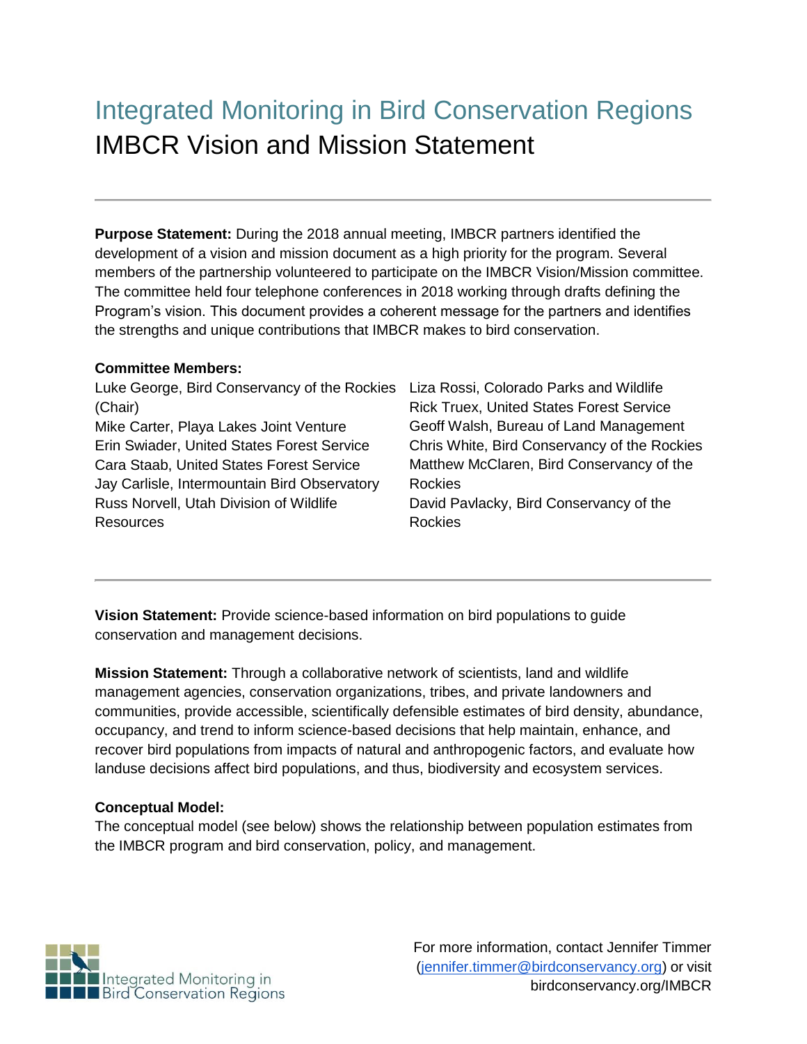# Integrated Monitoring in Bird Conservation Regions

## IMBCR Vision and Mission Statement

---

**Purpose Statement:** During the 2018 annual meeting, IMBCR partners identified the development of a vision and mission document as a high priority for the program. Several members of the partnership volunteered to participate on the IMBCR Vision/Mission committee. The committee held four telephone conferences in 2018 working through drafts defining the Program's vision. This document provides a coherent message for the partners and identifies the strengths and unique contributions that IMBCR makes to bird conservation.

**Committee Members:**

Luke George, Bird Conservancy of the Rockies (Chair)
Mike Carter, Playa Lakes Joint Venture
Erin Swiader, United States Forest Service
Cara Staab, United States Forest Service
Jay Carlisle, Intermountain Bird Observatory
Russ Norvell, Utah Division of Wildlife Resources
Liza Rossi, Colorado Parks and Wildlife
Rick Truex, United States Forest Service
Geoff Walsh, Bureau of Land Management
Chris White, Bird Conservancy of the Rockies
Matthew McClaren, Bird Conservancy of the Rockies
David Pavlacky, Bird Conservancy of the Rockies

---

**Vision Statement:** Provide science-based information on bird populations to guide conservation and management decisions.

**Mission Statement:** Through a collaborative network of scientists, land and wildlife management agencies, conservation organizations, tribes, and private landowners and communities, provide accessible, scientifically defensible estimates of bird density, abundance, occupancy, and trend to inform science-based decisions that help maintain, enhance, and recover bird populations from impacts of natural and anthropogenic factors, and evaluate how landuse decisions affect bird populations, and thus, biodiversity and ecosystem services.

**Conceptual Model:**

The conceptual model (see below) shows the relationship between population estimates from the IMBCR program and bird conservation, policy, and management.

Integrated Monitoring in Bird Conservation Regions

For more information, contact Jennifer Timmer (jennifer.timmer@birdconservancy.org) or visit birdconservancy.org/IMBCR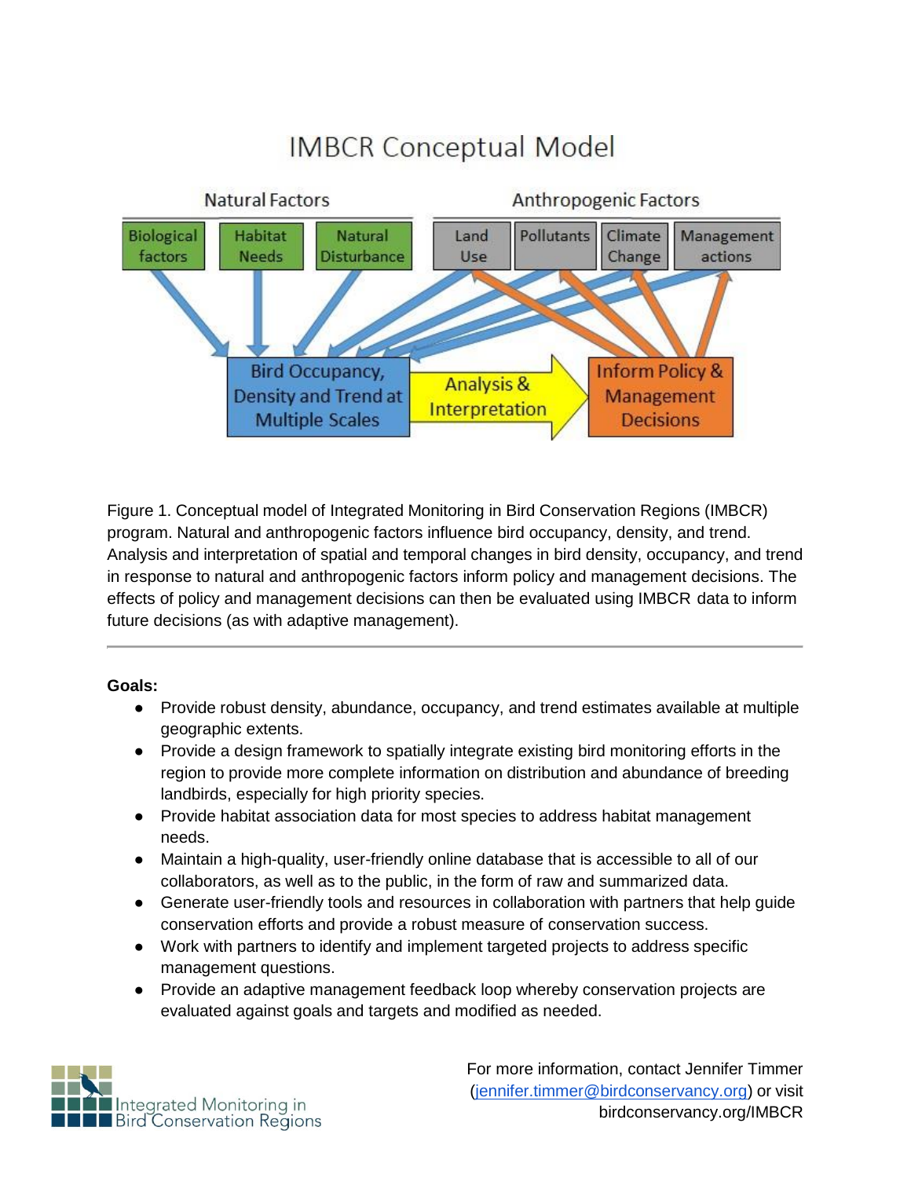# IMBCR Conceptual Model

Natural Factors: Biological factors, Habitat Needs, Natural Disturbance

Anthropogenic Factors: Land Use, Pollutants, Climate Change, Management actions

Bird Occupancy, Density and Trend at Multiple Scales → Analysis & Interpretation → Inform Policy & Management Decisions

Figure 1. Conceptual model of Integrated Monitoring in Bird Conservation Regions (IMBCR) program. Natural and anthropogenic factors influence bird occupancy, density, and trend. Analysis and interpretation of spatial and temporal changes in bird density, occupancy, and trend in response to natural and anthropogenic factors inform policy and management decisions. The effects of policy and management decisions can then be evaluated using IMBCR data to inform future decisions (as with adaptive management).

---

**Goals:**

- Provide robust density, abundance, occupancy, and trend estimates available at multiple geographic extents.
- Provide a design framework to spatially integrate existing bird monitoring efforts in the region to provide more complete information on distribution and abundance of breeding landbirds, especially for high priority species.
- Provide habitat association data for most species to address habitat management needs.
- Maintain a high-quality, user-friendly online database that is accessible to all of our collaborators, as well as to the public, in the form of raw and summarized data.
- Generate user-friendly tools and resources in collaboration with partners that help guide conservation efforts and provide a robust measure of conservation success.
- Work with partners to identify and implement targeted projects to address specific management questions.
- Provide an adaptive management feedback loop whereby conservation projects are evaluated against goals and targets and modified as needed.

Integrated Monitoring in Bird Conservation Regions

For more information, contact Jennifer Timmer (jennifer.timmer@birdconservancy.org) or visit birdconservancy.org/IMBCR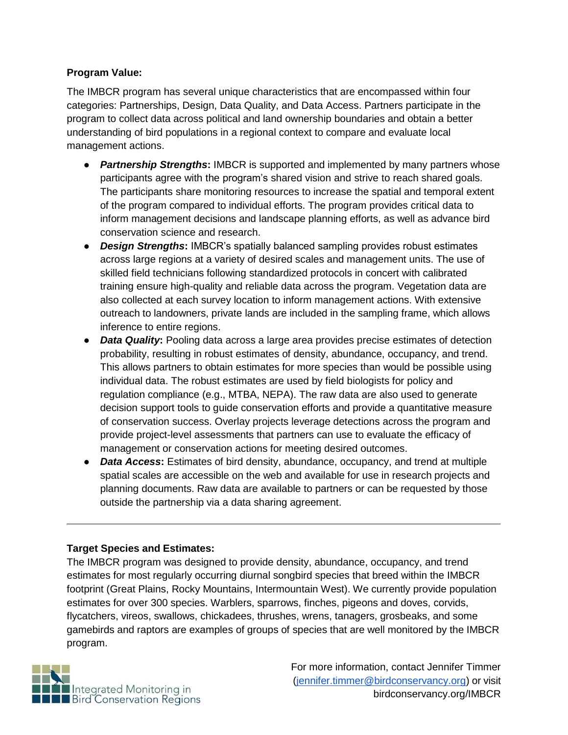**Program Value:**

The IMBCR program has several unique characteristics that are encompassed within four categories: Partnerships, Design, Data Quality, and Data Access. Partners participate in the program to collect data across political and land ownership boundaries and obtain a better understanding of bird populations in a regional context to compare and evaluate local management actions.

- ***Partnership Strengths*****:** IMBCR is supported and implemented by many partners whose participants agree with the program's shared vision and strive to reach shared goals. The participants share monitoring resources to increase the spatial and temporal extent of the program compared to individual efforts. The program provides critical data to inform management decisions and landscape planning efforts, as well as advance bird conservation science and research.
- ***Design Strengths*****:** IMBCR's spatially balanced sampling provides robust estimates across large regions at a variety of desired scales and management units. The use of skilled field technicians following standardized protocols in concert with calibrated training ensure high-quality and reliable data across the program. Vegetation data are also collected at each survey location to inform management actions. With extensive outreach to landowners, private lands are included in the sampling frame, which allows inference to entire regions.
- ***Data Quality*****:** Pooling data across a large area provides precise estimates of detection probability, resulting in robust estimates of density, abundance, occupancy, and trend. This allows partners to obtain estimates for more species than would be possible using individual data. The robust estimates are used by field biologists for policy and regulation compliance (e.g., MTBA, NEPA). The raw data are also used to generate decision support tools to guide conservation efforts and provide a quantitative measure of conservation success. Overlay projects leverage detections across the program and provide project-level assessments that partners can use to evaluate the efficacy of management or conservation actions for meeting desired outcomes.
- ***Data Access*****:** Estimates of bird density, abundance, occupancy, and trend at multiple spatial scales are accessible on the web and available for use in research projects and planning documents. Raw data are available to partners or can be requested by those outside the partnership via a data sharing agreement.

---

**Target Species and Estimates:**

The IMBCR program was designed to provide density, abundance, occupancy, and trend estimates for most regularly occurring diurnal songbird species that breed within the IMBCR footprint (Great Plains, Rocky Mountains, Intermountain West). We currently provide population estimates for over 300 species. Warblers, sparrows, finches, pigeons and doves, corvids, flycatchers, vireos, swallows, chickadees, thrushes, wrens, tanagers, grosbeaks, and some gamebirds and raptors are examples of groups of species that are well monitored by the IMBCR program.

Integrated Monitoring in Bird Conservation Regions

For more information, contact Jennifer Timmer (jennifer.timmer@birdconservancy.org) or visit birdconservancy.org/IMBCR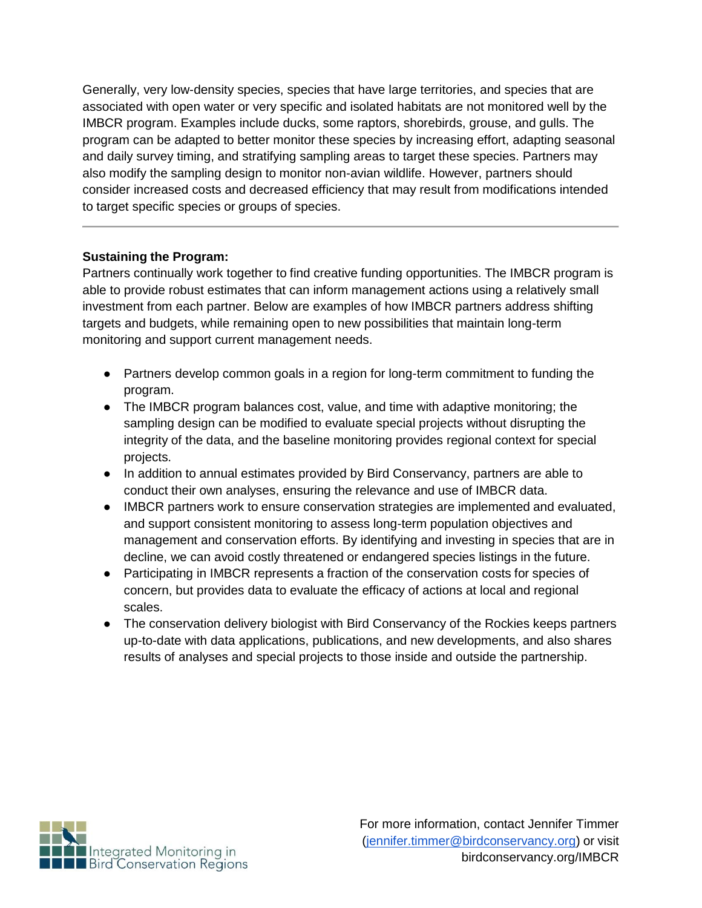Generally, very low-density species, species that have large territories, and species that are associated with open water or very specific and isolated habitats are not monitored well by the IMBCR program. Examples include ducks, some raptors, shorebirds, grouse, and gulls. The program can be adapted to better monitor these species by increasing effort, adapting seasonal and daily survey timing, and stratifying sampling areas to target these species. Partners may also modify the sampling design to monitor non-avian wildlife. However, partners should consider increased costs and decreased efficiency that may result from modifications intended to target specific species or groups of species.

---

**Sustaining the Program:**

Partners continually work together to find creative funding opportunities. The IMBCR program is able to provide robust estimates that can inform management actions using a relatively small investment from each partner. Below are examples of how IMBCR partners address shifting targets and budgets, while remaining open to new possibilities that maintain long-term monitoring and support current management needs.

- Partners develop common goals in a region for long-term commitment to funding the program.
- The IMBCR program balances cost, value, and time with adaptive monitoring; the sampling design can be modified to evaluate special projects without disrupting the integrity of the data, and the baseline monitoring provides regional context for special projects.
- In addition to annual estimates provided by Bird Conservancy, partners are able to conduct their own analyses, ensuring the relevance and use of IMBCR data.
- IMBCR partners work to ensure conservation strategies are implemented and evaluated, and support consistent monitoring to assess long-term population objectives and management and conservation efforts. By identifying and investing in species that are in decline, we can avoid costly threatened or endangered species listings in the future.
- Participating in IMBCR represents a fraction of the conservation costs for species of concern, but provides data to evaluate the efficacy of actions at local and regional scales.
- The conservation delivery biologist with Bird Conservancy of the Rockies keeps partners up-to-date with data applications, publications, and new developments, and also shares results of analyses and special projects to those inside and outside the partnership.

Integrated Monitoring in Bird Conservation Regions

For more information, contact Jennifer Timmer (jennifer.timmer@birdconservancy.org) or visit birdconservancy.org/IMBCR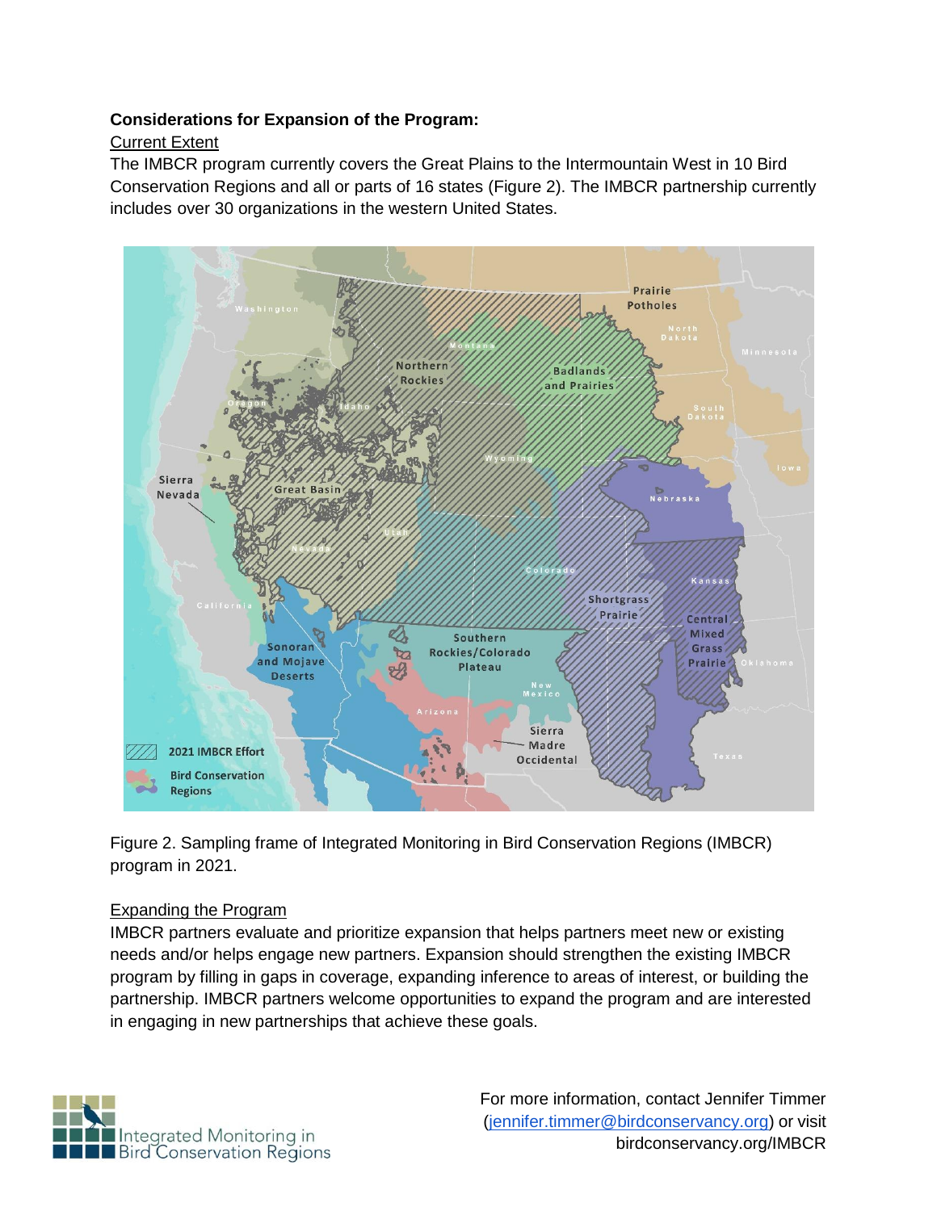**Considerations for Expansion of the Program:**

Current Extent

The IMBCR program currently covers the Great Plains to the Intermountain West in 10 Bird Conservation Regions and all or parts of 16 states (Figure 2). The IMBCR partnership currently includes over 30 organizations in the western United States.

Washington
Montana
Prairie Potholes
North Dakota
Minnesota
Northern Rockies
Badlands and Prairies
Oregon
Idaho
South Dakota
Wyoming
Iowa
Sierra Nevada
Great Basin
Nebraska
Utah
Nevada
Colorado
Kansas
California
Shortgrass Prairie
Southern Rockies/Colorado Plateau
Central Mixed Grass Prairie
Sonoran and Mojave Deserts
Oklahoma
New Mexico
Arizona
Sierra Madre Occidental
Texas
2021 IMBCR Effort
Bird Conservation Regions

Figure 2. Sampling frame of Integrated Monitoring in Bird Conservation Regions (IMBCR) program in 2021.

Expanding the Program

IMBCR partners evaluate and prioritize expansion that helps partners meet new or existing needs and/or helps engage new partners. Expansion should strengthen the existing IMBCR program by filling in gaps in coverage, expanding inference to areas of interest, or building the partnership. IMBCR partners welcome opportunities to expand the program and are interested in engaging in new partnerships that achieve these goals.

Integrated Monitoring in Bird Conservation Regions

For more information, contact Jennifer Timmer (jennifer.timmer@birdconservancy.org) or visit birdconservancy.org/IMBCR